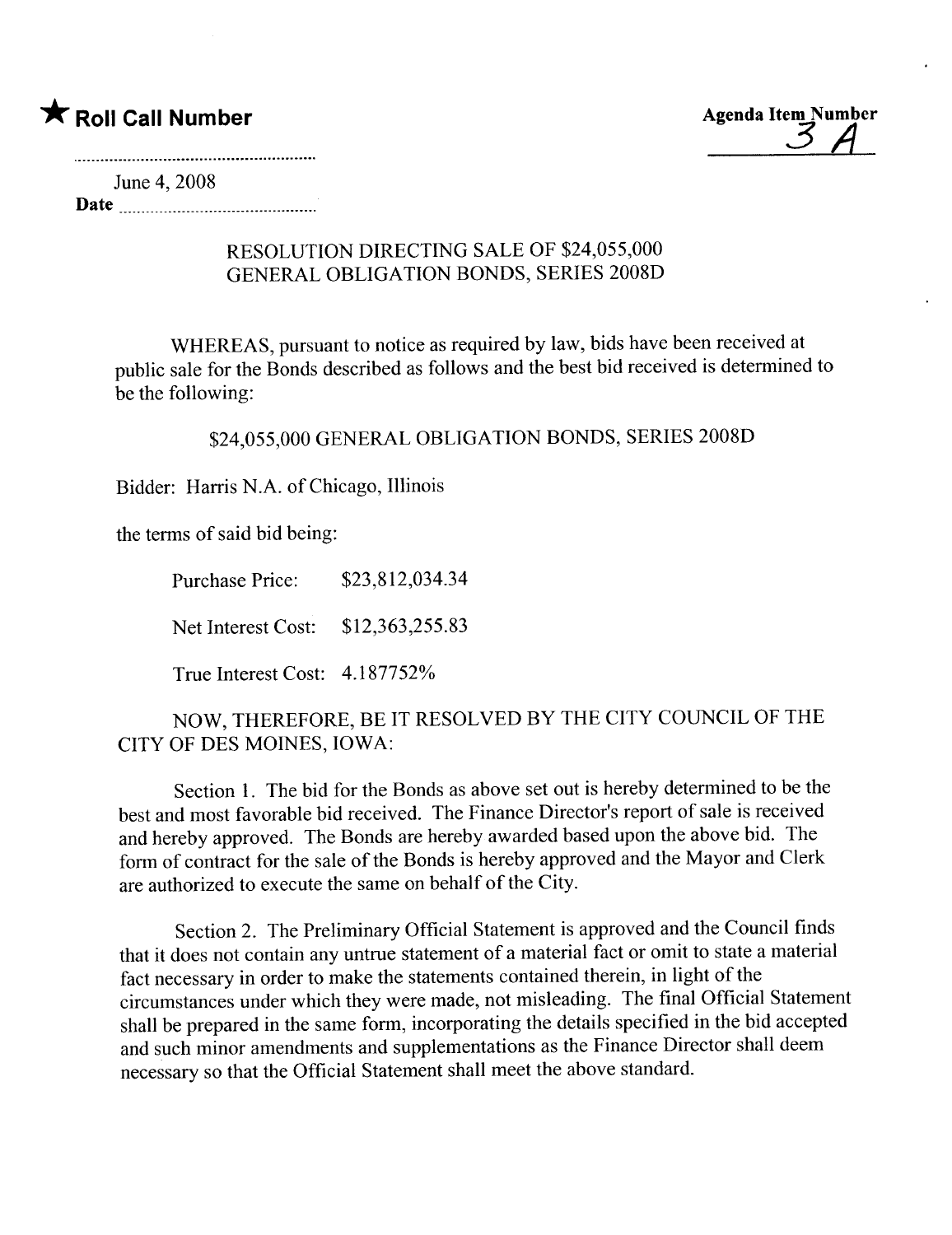★ **Roll Call Number**

**Agenda Item Number**
3 A

June 4, 2008
**Date** ..............................

RESOLUTION DIRECTING SALE OF $24,055,000
GENERAL OBLIGATION BONDS, SERIES 2008D

WHEREAS, pursuant to notice as required by law, bids have been received at public sale for the Bonds described as follows and the best bid received is determined to be the following:

$24,055,000 GENERAL OBLIGATION BONDS, SERIES 2008D

Bidder: Harris N.A. of Chicago, Illinois

the terms of said bid being:

Purchase Price: $23,812,034.34

Net Interest Cost: $12,363,255.83

True Interest Cost: 4.187752%

NOW, THEREFORE, BE IT RESOLVED BY THE CITY COUNCIL OF THE CITY OF DES MOINES, IOWA:

Section 1. The bid for the Bonds as above set out is hereby determined to be the best and most favorable bid received. The Finance Director's report of sale is received and hereby approved. The Bonds are hereby awarded based upon the above bid. The form of contract for the sale of the Bonds is hereby approved and the Mayor and Clerk are authorized to execute the same on behalf of the City.

Section 2. The Preliminary Official Statement is approved and the Council finds that it does not contain any untrue statement of a material fact or omit to state a material fact necessary in order to make the statements contained therein, in light of the circumstances under which they were made, not misleading. The final Official Statement shall be prepared in the same form, incorporating the details specified in the bid accepted and such minor amendments and supplementations as the Finance Director shall deem necessary so that the Official Statement shall meet the above standard.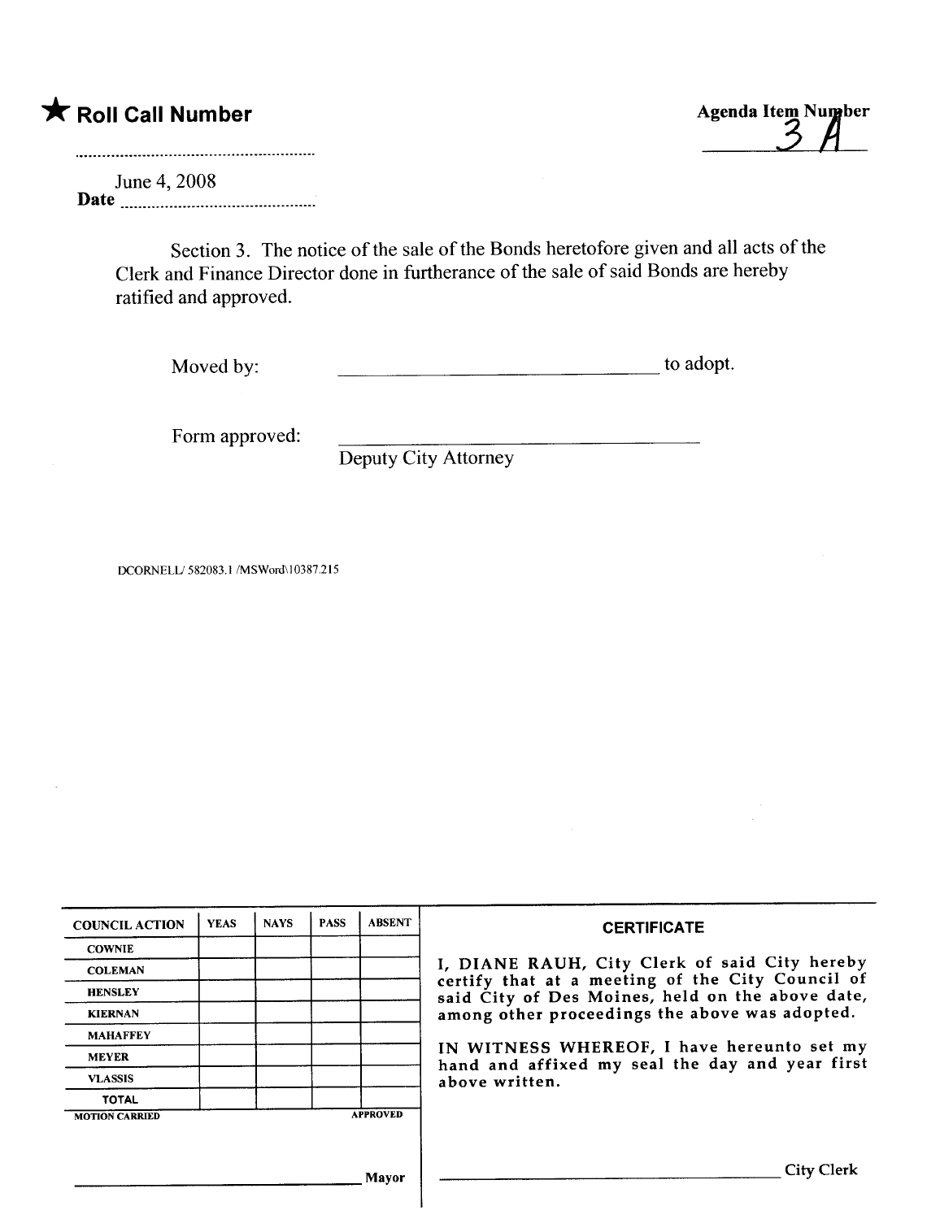★ **Roll Call Number**

..........................................................

June 4, 2008
**Date** ..............................................

**Agenda Item Number**
3 A

Section 3. The notice of the sale of the Bonds heretofore given and all acts of the Clerk and Finance Director done in furtherance of the sale of said Bonds are hereby ratified and approved.

Moved by: ________________________________ to adopt.

Form approved: ________________________________
Deputy City Attorney

DCORNELL/ 582083.1 /MSWord\10387.215

| COUNCIL ACTION | YEAS | NAYS | PASS | ABSENT |
|---|---|---|---|---|
| COWNIE | | | | |
| COLEMAN | | | | |
| HENSLEY | | | | |
| KIERNAN | | | | |
| MAHAFFEY | | | | |
| MEYER | | | | |
| VLASSIS | | | | |
| TOTAL | | | | |

MOTION CARRIED APPROVED

________________________________ Mayor

**CERTIFICATE**

I, DIANE RAUH, City Clerk of said City hereby certify that at a meeting of the City Council of said City of Des Moines, held on the above date, among other proceedings the above was adopted.

IN WITNESS WHEREOF, I have hereunto set my hand and affixed my seal the day and year first above written.

________________________________ City Clerk